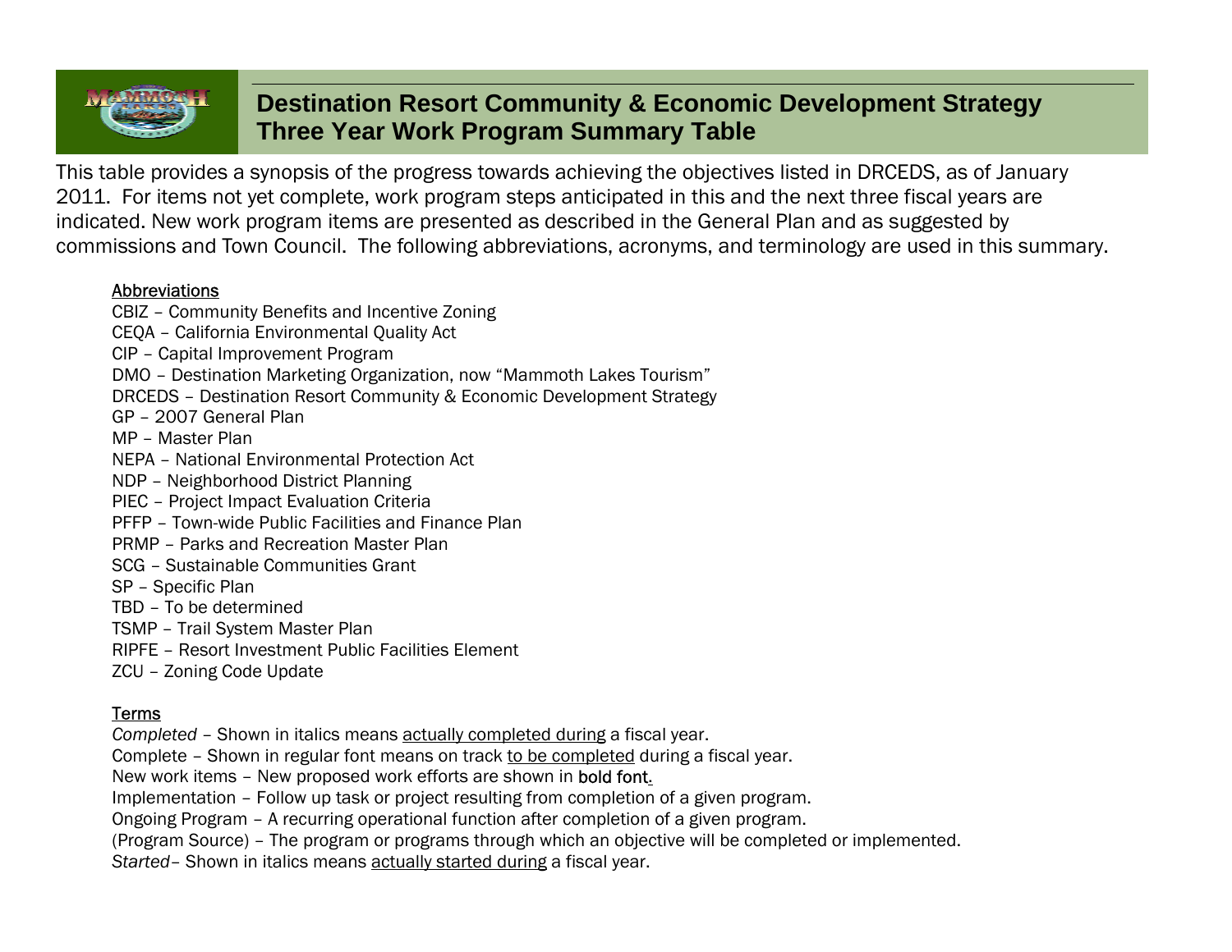# Destination Resort Community & Economic Development Strategy
# Three Year Work Program Summary Table

This table provides a synopsis of the progress towards achieving the objectives listed in DRCEDS, as of January 2011. For items not yet complete, work program steps anticipated in this and the next three fiscal years are indicated. New work program items are presented as described in the General Plan and as suggested by commissions and Town Council. The following abbreviations, acronyms, and terminology are used in this summary.

<u>Abbreviations</u>

CBIZ – Community Benefits and Incentive Zoning
CEQA – California Environmental Quality Act
CIP – Capital Improvement Program
DMO – Destination Marketing Organization, now "Mammoth Lakes Tourism"
DRCEDS – Destination Resort Community & Economic Development Strategy
GP – 2007 General Plan
MP – Master Plan
NEPA – National Environmental Protection Act
NDP – Neighborhood District Planning
PIEC – Project Impact Evaluation Criteria
PFFP – Town-wide Public Facilities and Finance Plan
PRMP – Parks and Recreation Master Plan
SCG – Sustainable Communities Grant
SP – Specific Plan
TBD – To be determined
TSMP – Trail System Master Plan
RIPFE – Resort Investment Public Facilities Element
ZCU – Zoning Code Update

<u>Terms</u>

*Completed* – Shown in italics means <u>actually completed during</u> a fiscal year.
Complete – Shown in regular font means on track <u>to be completed</u> during a fiscal year.
New work items – New proposed work efforts are shown in **bold font.**
Implementation – Follow up task or project resulting from completion of a given program.
Ongoing Program – A recurring operational function after completion of a given program.
(Program Source) – The program or programs through which an objective will be completed or implemented.
*Started*– Shown in italics means <u>actually started during</u> a fiscal year.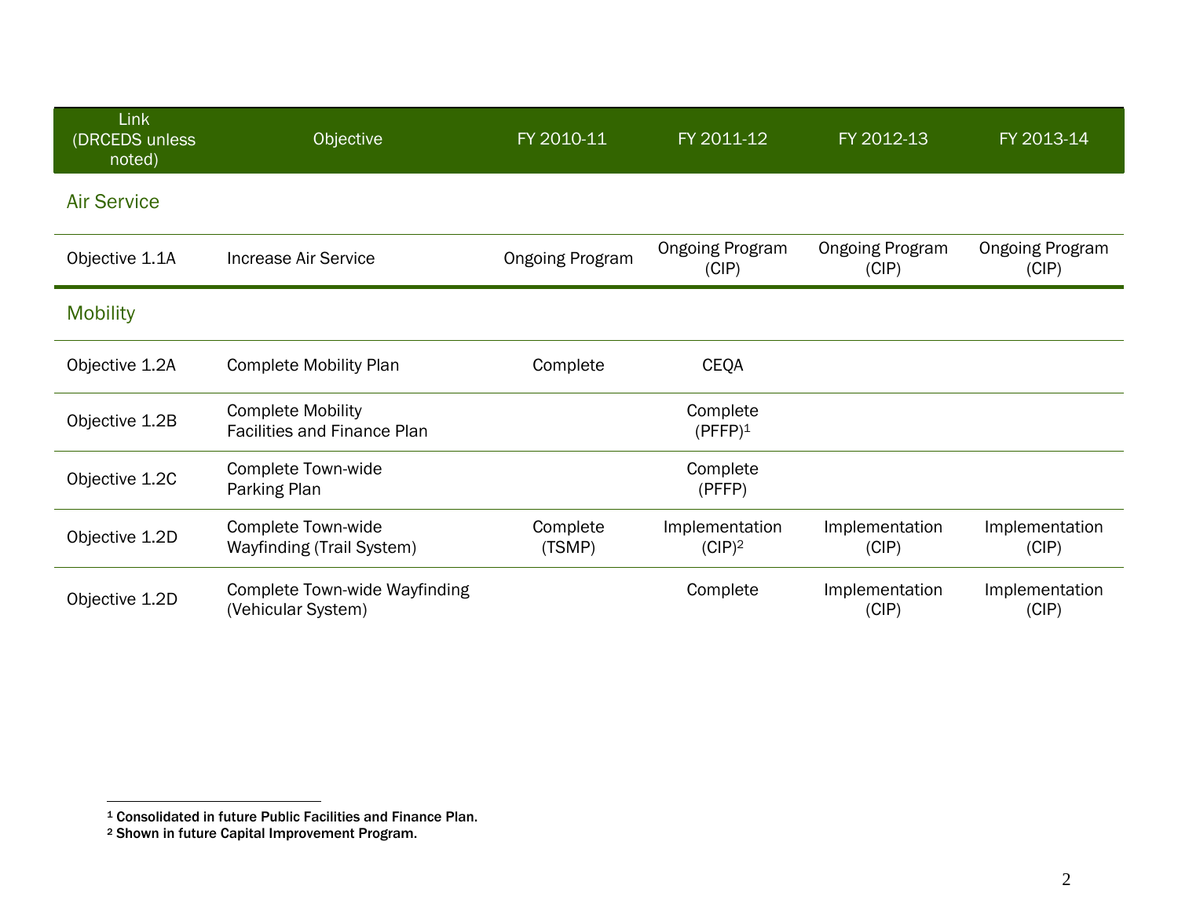| Link (DRCEDS unless noted) | Objective | FY 2010-11 | FY 2011-12 | FY 2012-13 | FY 2013-14 |
|---|---|---|---|---|---|
| **Air Service** | | | | | |
| Objective 1.1A | Increase Air Service | Ongoing Program | Ongoing Program (CIP) | Ongoing Program (CIP) | Ongoing Program (CIP) |
| **Mobility** | | | | | |
| Objective 1.2A | Complete Mobility Plan | Complete | CEQA | | |
| Objective 1.2B | Complete Mobility Facilities and Finance Plan | | Complete (PFFP)[1] | | |
| Objective 1.2C | Complete Town-wide Parking Plan | | Complete (PFFP) | | |
| Objective 1.2D | Complete Town-wide Wayfinding (Trail System) | Complete (TSMP) | Implementation (CIP)[2] | Implementation (CIP) | Implementation (CIP) |
| Objective 1.2D | Complete Town-wide Wayfinding (Vehicular System) | | Complete | Implementation (CIP) | Implementation (CIP) |

[1] Consolidated in future Public Facilities and Finance Plan.
[2] Shown in future Capital Improvement Program.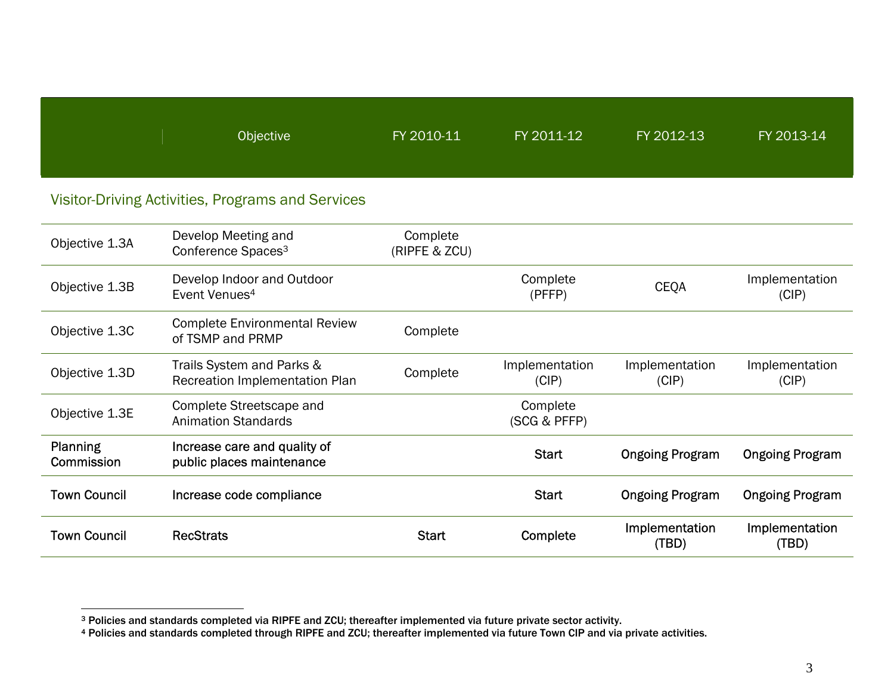| | Objective | FY 2010-11 | FY 2011-12 | FY 2012-13 | FY 2013-14 |
|---|---|---|---|---|---|
| **Visitor-Driving Activities, Programs and Services** | | | | | |
| Objective 1.3A | Develop Meeting and Conference Spaces[3] | Complete (RIPFE & ZCU) | | | |
| Objective 1.3B | Develop Indoor and Outdoor Event Venues[4] | | Complete (PFFP) | CEQA | Implementation (CIP) |
| Objective 1.3C | Complete Environmental Review of TSMP and PRMP | Complete | | | |
| Objective 1.3D | Trails System and Parks & Recreation Implementation Plan | Complete | Implementation (CIP) | Implementation (CIP) | Implementation (CIP) |
| Objective 1.3E | Complete Streetscape and Animation Standards | | Complete (SCG & PFFP) | | |
| Planning Commission | Increase care and quality of public places maintenance | | Start | Ongoing Program | Ongoing Program |
| Town Council | Increase code compliance | | Start | Ongoing Program | Ongoing Program |
| Town Council | RecStrats | Start | Complete | Implementation (TBD) | Implementation (TBD) |

[3] Policies and standards completed via RIPFE and ZCU; thereafter implemented via future private sector activity.

[4] Policies and standards completed through RIPFE and ZCU; thereafter implemented via future Town CIP and via private activities.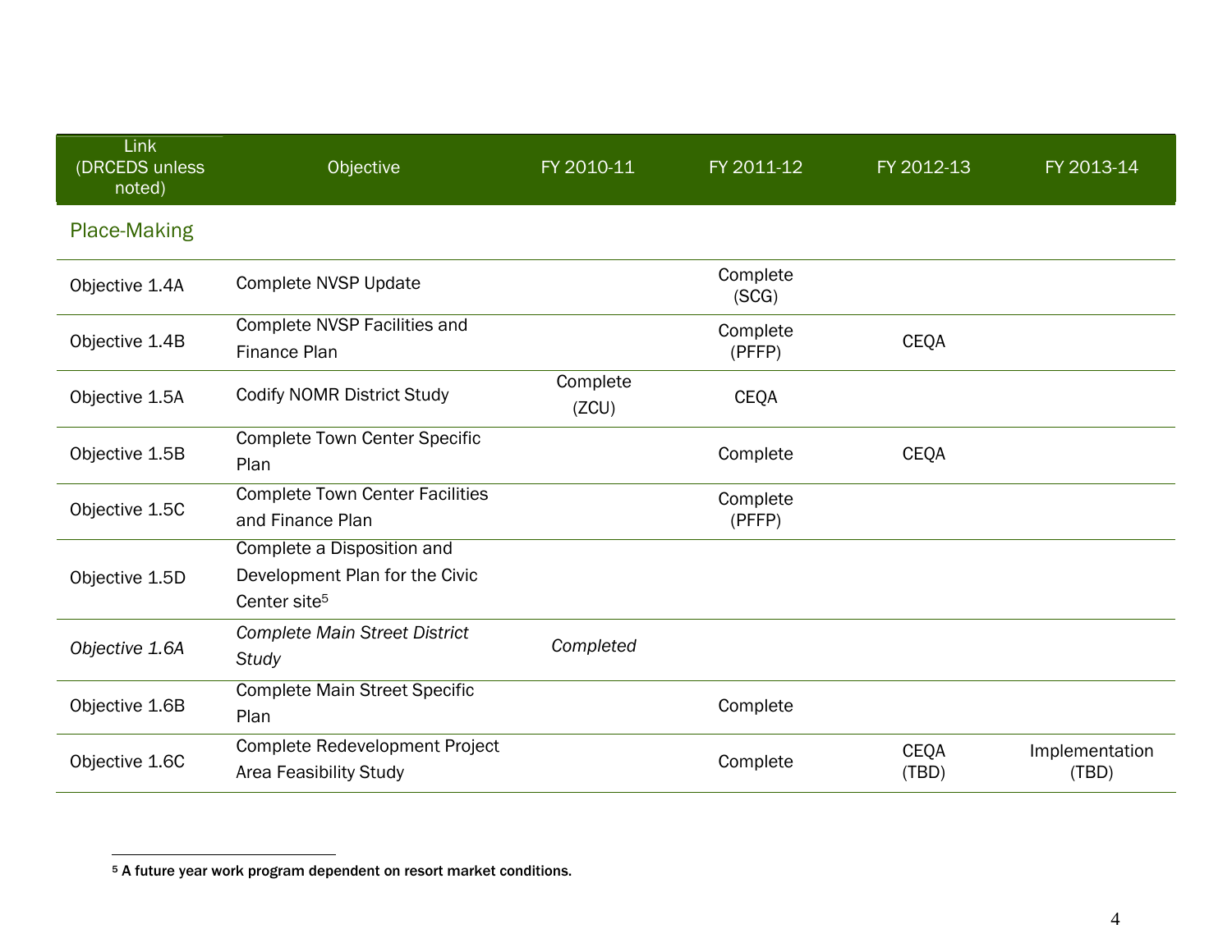| Link (DRCEDS unless noted) | Objective | FY 2010-11 | FY 2011-12 | FY 2012-13 | FY 2013-14 |
|---|---|---|---|---|---|
| **Place-Making** | | | | | |
| Objective 1.4A | Complete NVSP Update | | Complete (SCG) | | |
| Objective 1.4B | Complete NVSP Facilities and Finance Plan | | Complete (PFFP) | CEQA | |
| Objective 1.5A | Codify NOMR District Study | Complete (ZCU) | CEQA | | |
| Objective 1.5B | Complete Town Center Specific Plan | | Complete | CEQA | |
| Objective 1.5C | Complete Town Center Facilities and Finance Plan | | Complete (PFFP) | | |
| Objective 1.5D | Complete a Disposition and Development Plan for the Civic Center site[5] | | | | |
| *Objective 1.6A* | *Complete Main Street District Study* | *Completed* | | | |
| Objective 1.6B | Complete Main Street Specific Plan | | Complete | | |
| Objective 1.6C | Complete Redevelopment Project Area Feasibility Study | | Complete | CEQA (TBD) | Implementation (TBD) |

[5] **A future year work program dependent on resort market conditions.**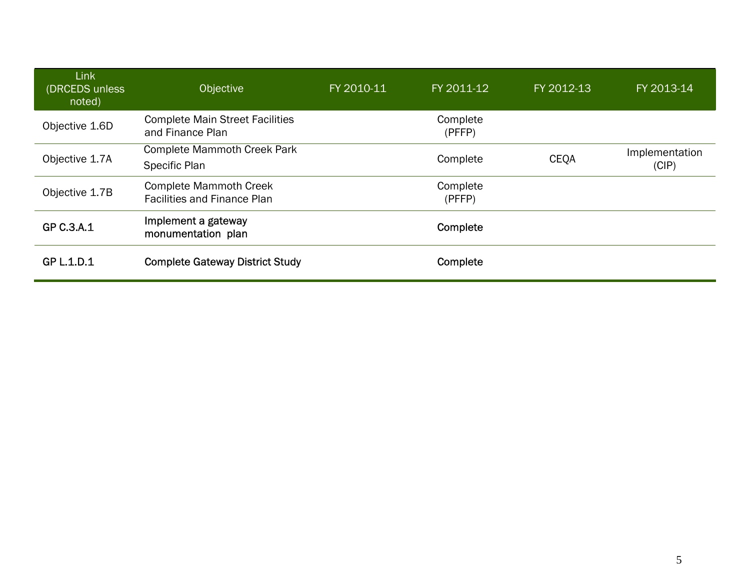| Link (DRCEDS unless noted) | Objective | FY 2010-11 | FY 2011-12 | FY 2012-13 | FY 2013-14 |
|---|---|---|---|---|---|
| Objective 1.6D | Complete Main Street Facilities and Finance Plan | | Complete (PFFP) | | |
| Objective 1.7A | Complete Mammoth Creek Park Specific Plan | | Complete | CEQA | Implementation (CIP) |
| Objective 1.7B | Complete Mammoth Creek Facilities and Finance Plan | | Complete (PFFP) | | |
| GP C.3.A.1 | Implement a gateway monumentation plan | | Complete | | |
| GP L.1.D.1 | Complete Gateway District Study | | Complete | | |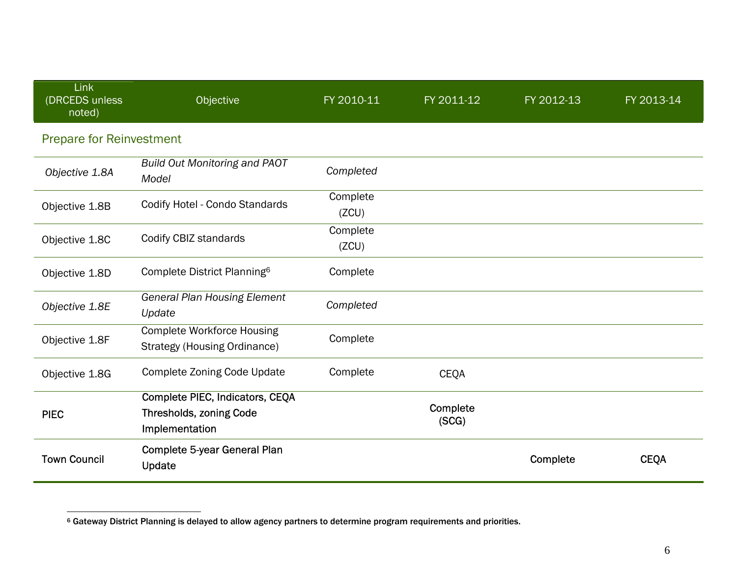| Link (DRCEDS unless noted) | Objective | FY 2010-11 | FY 2011-12 | FY 2012-13 | FY 2013-14 |
|---|---|---|---|---|---|
| **Prepare for Reinvestment** | | | | | |
| *Objective 1.8A* | *Build Out Monitoring and PAOT Model* | *Completed* | | | |
| Objective 1.8B | Codify Hotel - Condo Standards | Complete (ZCU) | | | |
| Objective 1.8C | Codify CBIZ standards | Complete (ZCU) | | | |
| Objective 1.8D | Complete District Planning[6] | Complete | | | |
| *Objective 1.8E* | *General Plan Housing Element Update* | *Completed* | | | |
| Objective 1.8F | Complete Workforce Housing Strategy (Housing Ordinance) | Complete | | | |
| Objective 1.8G | Complete Zoning Code Update | Complete | CEQA | | |
| PIEC | Complete PIEC, Indicators, CEQA Thresholds, zoning Code Implementation | | Complete (SCG) | | |
| Town Council | Complete 5-year General Plan Update | | | Complete | CEQA |

[6] Gateway District Planning is delayed to allow agency partners to determine program requirements and priorities.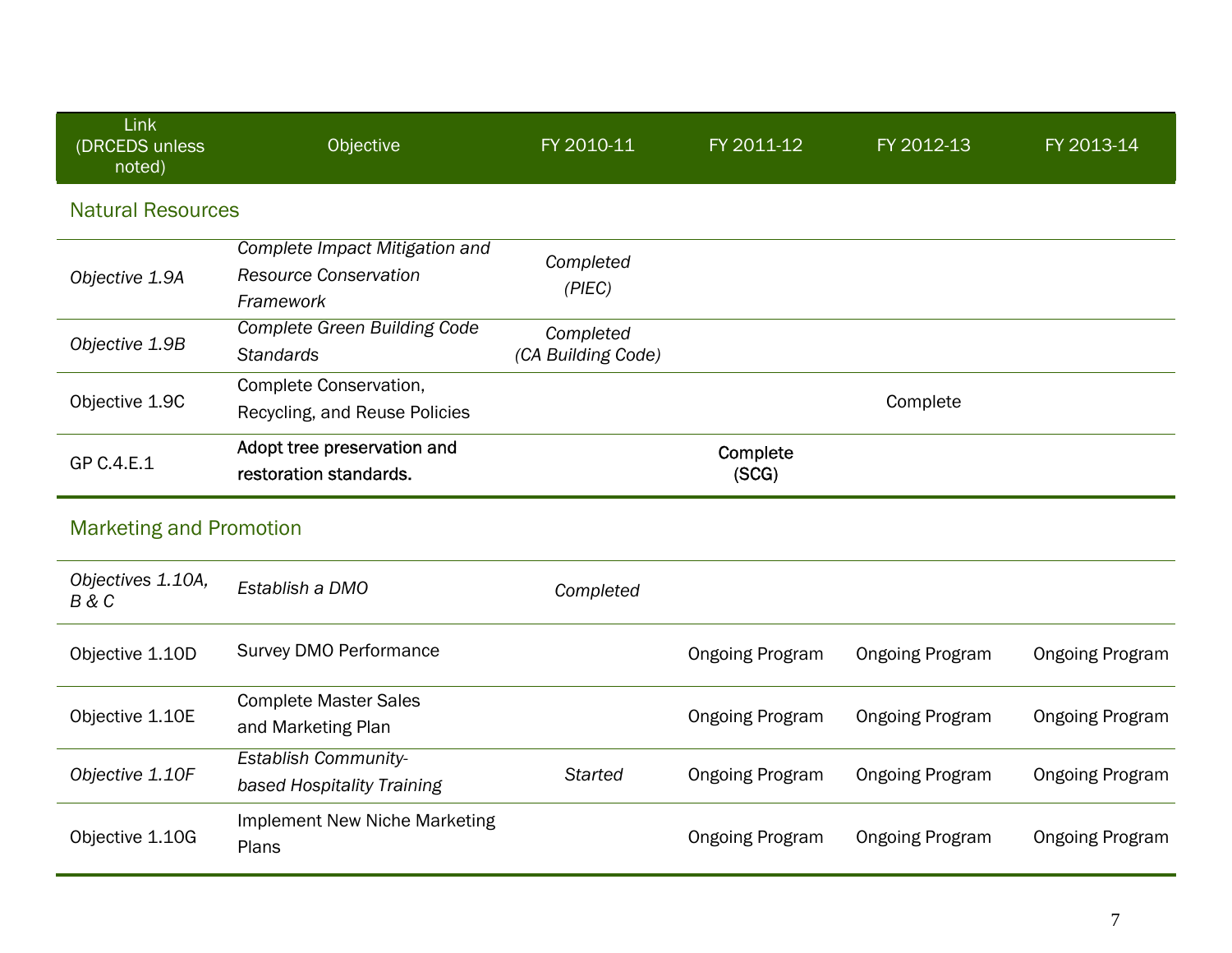| Link (DRCEDS unless noted) | Objective | FY 2010-11 | FY 2011-12 | FY 2012-13 | FY 2013-14 |
|---|---|---|---|---|---|
| **Natural Resources** | | | | | |
| *Objective 1.9A* | *Complete Impact Mitigation and Resource Conservation Framework* | *Completed (PIEC)* | | | |
| *Objective 1.9B* | *Complete Green Building Code Standards* | *Completed (CA Building Code)* | | | |
| Objective 1.9C | Complete Conservation, Recycling, and Reuse Policies | | | Complete | |
| GP C.4.E.1 | Adopt tree preservation and restoration standards. | | Complete (SCG) | | |
| **Marketing and Promotion** | | | | | |
| *Objectives 1.10A, B & C* | *Establish a DMO* | *Completed* | | | |
| Objective 1.10D | Survey DMO Performance | | Ongoing Program | Ongoing Program | Ongoing Program |
| Objective 1.10E | Complete Master Sales and Marketing Plan | | Ongoing Program | Ongoing Program | Ongoing Program |
| *Objective 1.10F* | *Establish Community-based Hospitality Training* | *Started* | Ongoing Program | Ongoing Program | Ongoing Program |
| Objective 1.10G | Implement New Niche Marketing Plans | | Ongoing Program | Ongoing Program | Ongoing Program |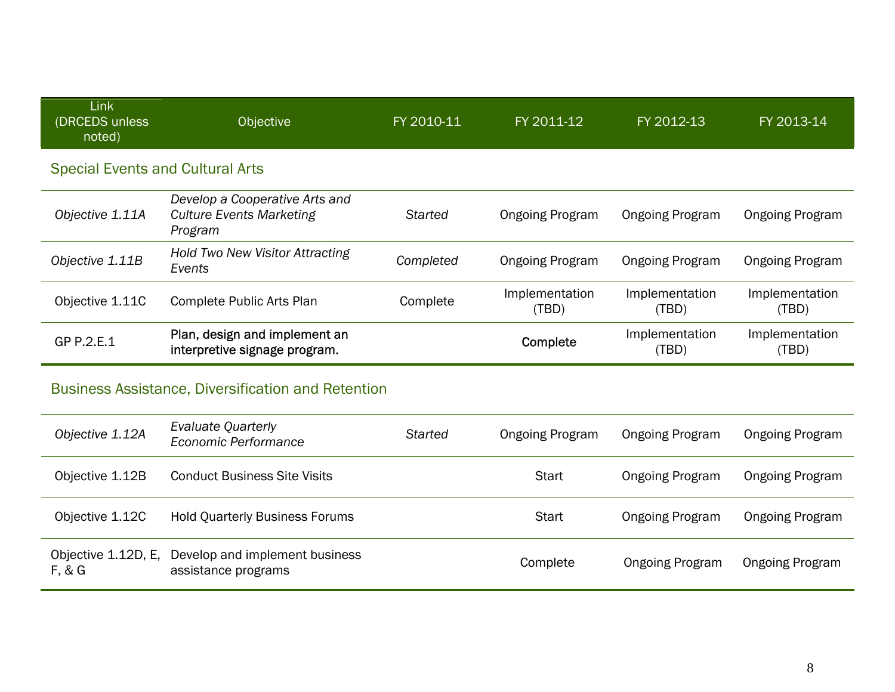| Link (DRCEDS unless noted) | Objective | FY 2010-11 | FY 2011-12 | FY 2012-13 | FY 2013-14 |
|---|---|---|---|---|---|
| **Special Events and Cultural Arts** | | | | | |
| *Objective 1.11A* | *Develop a Cooperative Arts and Culture Events Marketing Program* | *Started* | Ongoing Program | Ongoing Program | Ongoing Program |
| *Objective 1.11B* | *Hold Two New Visitor Attracting Events* | *Completed* | Ongoing Program | Ongoing Program | Ongoing Program |
| Objective 1.11C | Complete Public Arts Plan | Complete | Implementation (TBD) | Implementation (TBD) | Implementation (TBD) |
| GP P.2.E.1 | Plan, design and implement an interpretive signage program. | | Complete | Implementation (TBD) | Implementation (TBD) |
| **Business Assistance, Diversification and Retention** | | | | | |
| *Objective 1.12A* | *Evaluate Quarterly Economic Performance* | *Started* | Ongoing Program | Ongoing Program | Ongoing Program |
| Objective 1.12B | Conduct Business Site Visits | | Start | Ongoing Program | Ongoing Program |
| Objective 1.12C | Hold Quarterly Business Forums | | Start | Ongoing Program | Ongoing Program |
| Objective 1.12D, E, F, & G | Develop and implement business assistance programs | | Complete | Ongoing Program | Ongoing Program |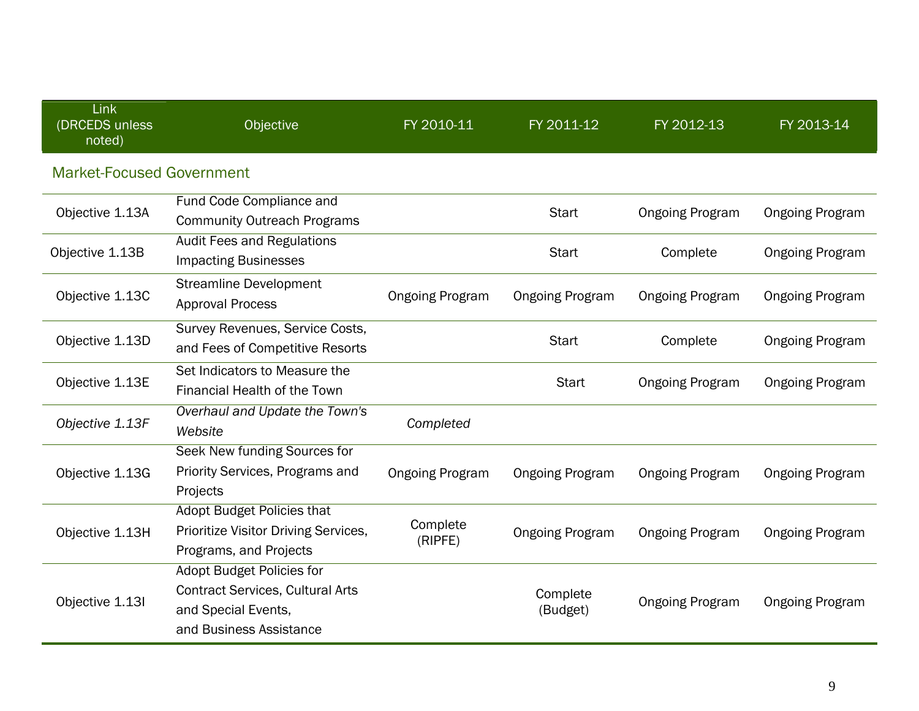| Link (DRCEDS unless noted) | Objective | FY 2010-11 | FY 2011-12 | FY 2012-13 | FY 2013-14 |
|---|---|---|---|---|---|
| **Market-Focused Government** | | | | | |
| Objective 1.13A | Fund Code Compliance and Community Outreach Programs | | Start | Ongoing Program | Ongoing Program |
| Objective 1.13B | Audit Fees and Regulations Impacting Businesses | | Start | Complete | Ongoing Program |
| Objective 1.13C | Streamline Development Approval Process | Ongoing Program | Ongoing Program | Ongoing Program | Ongoing Program |
| Objective 1.13D | Survey Revenues, Service Costs, and Fees of Competitive Resorts | | Start | Complete | Ongoing Program |
| Objective 1.13E | Set Indicators to Measure the Financial Health of the Town | | Start | Ongoing Program | Ongoing Program |
| *Objective 1.13F* | *Overhaul and Update the Town's Website* | *Completed* | | | |
| Objective 1.13G | Seek New funding Sources for Priority Services, Programs and Projects | Ongoing Program | Ongoing Program | Ongoing Program | Ongoing Program |
| Objective 1.13H | Adopt Budget Policies that Prioritize Visitor Driving Services, Programs, and Projects | Complete (RIPFE) | Ongoing Program | Ongoing Program | Ongoing Program |
| Objective 1.13I | Adopt Budget Policies for Contract Services, Cultural Arts and Special Events, and Business Assistance | | Complete (Budget) | Ongoing Program | Ongoing Program |